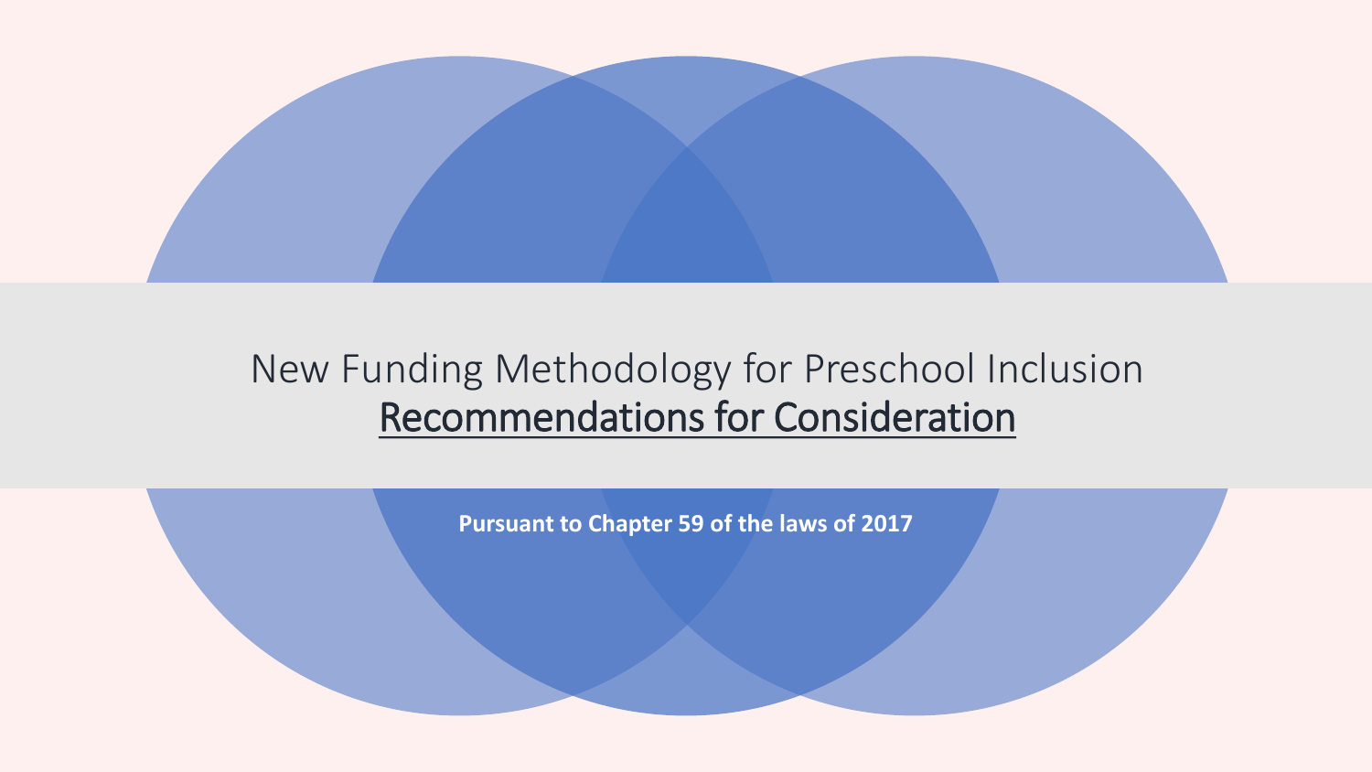# New Funding Methodology for Preschool Inclusion

## Recommendations for Consideration

**Pursuant to Chapter 59 of the laws of 2017**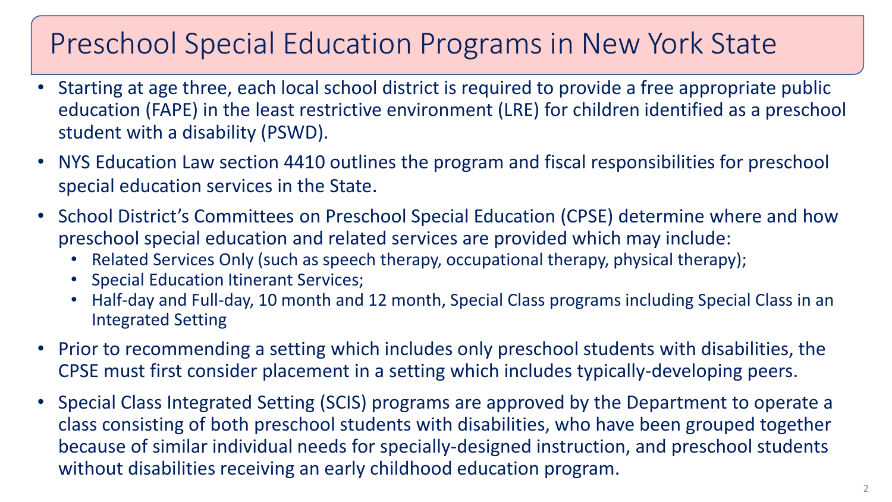# Preschool Special Education Programs in New York State

- Starting at age three, each local school district is required to provide a free appropriate public education (FAPE) in the least restrictive environment (LRE) for children identified as a preschool student with a disability (PSWD).
- NYS Education Law section 4410 outlines the program and fiscal responsibilities for preschool special education services in the State.
- School District's Committees on Preschool Special Education (CPSE) determine where and how preschool special education and related services are provided which may include:
  - Related Services Only (such as speech therapy, occupational therapy, physical therapy);
  - Special Education Itinerant Services;
  - Half-day and Full-day, 10 month and 12 month, Special Class programs including Special Class in an Integrated Setting
- Prior to recommending a setting which includes only preschool students with disabilities, the CPSE must first consider placement in a setting which includes typically-developing peers.
- Special Class Integrated Setting (SCIS) programs are approved by the Department to operate a class consisting of both preschool students with disabilities, who have been grouped together because of similar individual needs for specially-designed instruction, and preschool students without disabilities receiving an early childhood education program.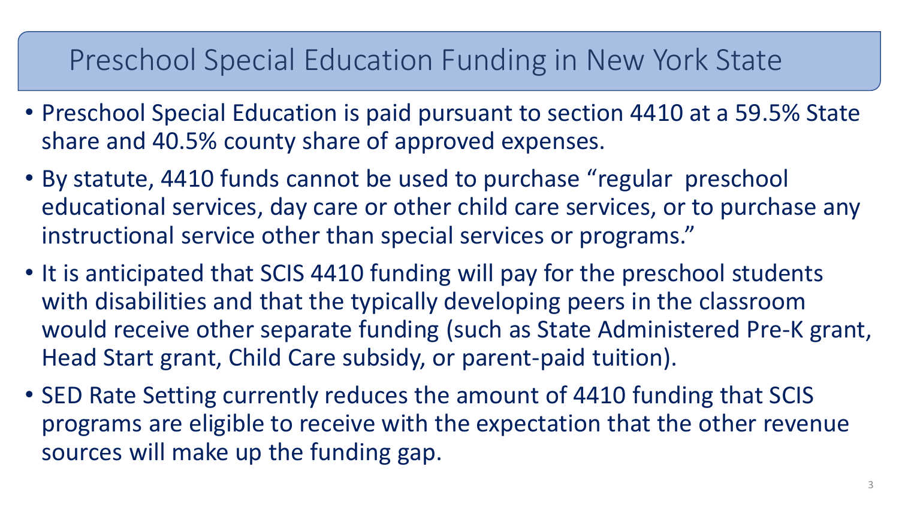# Preschool Special Education Funding in New York State

- Preschool Special Education is paid pursuant to section 4410 at a 59.5% State share and 40.5% county share of approved expenses.
- By statute, 4410 funds cannot be used to purchase "regular preschool educational services, day care or other child care services, or to purchase any instructional service other than special services or programs."
- It is anticipated that SCIS 4410 funding will pay for the preschool students with disabilities and that the typically developing peers in the classroom would receive other separate funding (such as State Administered Pre-K grant, Head Start grant, Child Care subsidy, or parent-paid tuition).
- SED Rate Setting currently reduces the amount of 4410 funding that SCIS programs are eligible to receive with the expectation that the other revenue sources will make up the funding gap.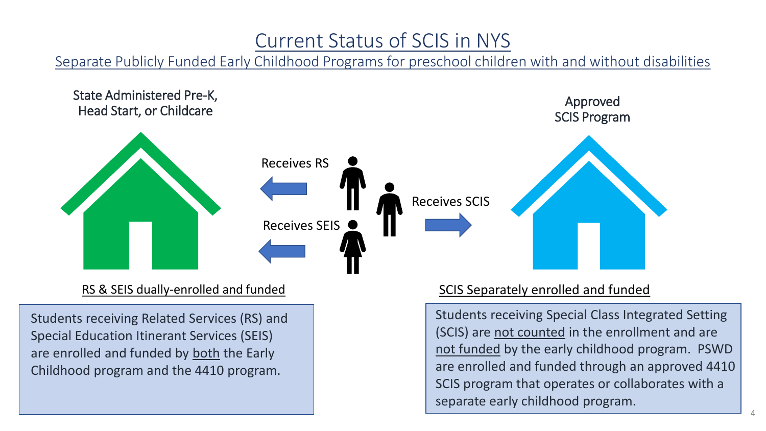# Current Status of SCIS in NYS

## Separate Publicly Funded Early Childhood Programs for preschool children with and without disabilities

State Administered Pre-K, Head Start, or Childcare

Receives RS

Receives SEIS

Receives SCIS

Approved SCIS Program

**RS & SEIS dually-enrolled and funded**

Students receiving Related Services (RS) and Special Education Itinerant Services (SEIS) are enrolled and funded by both the Early Childhood program and the 4410 program.

**SCIS Separately enrolled and funded**

Students receiving Special Class Integrated Setting (SCIS) are not counted in the enrollment and are not funded by the early childhood program. PSWD are enrolled and funded through an approved 4410 SCIS program that operates or collaborates with a separate early childhood program.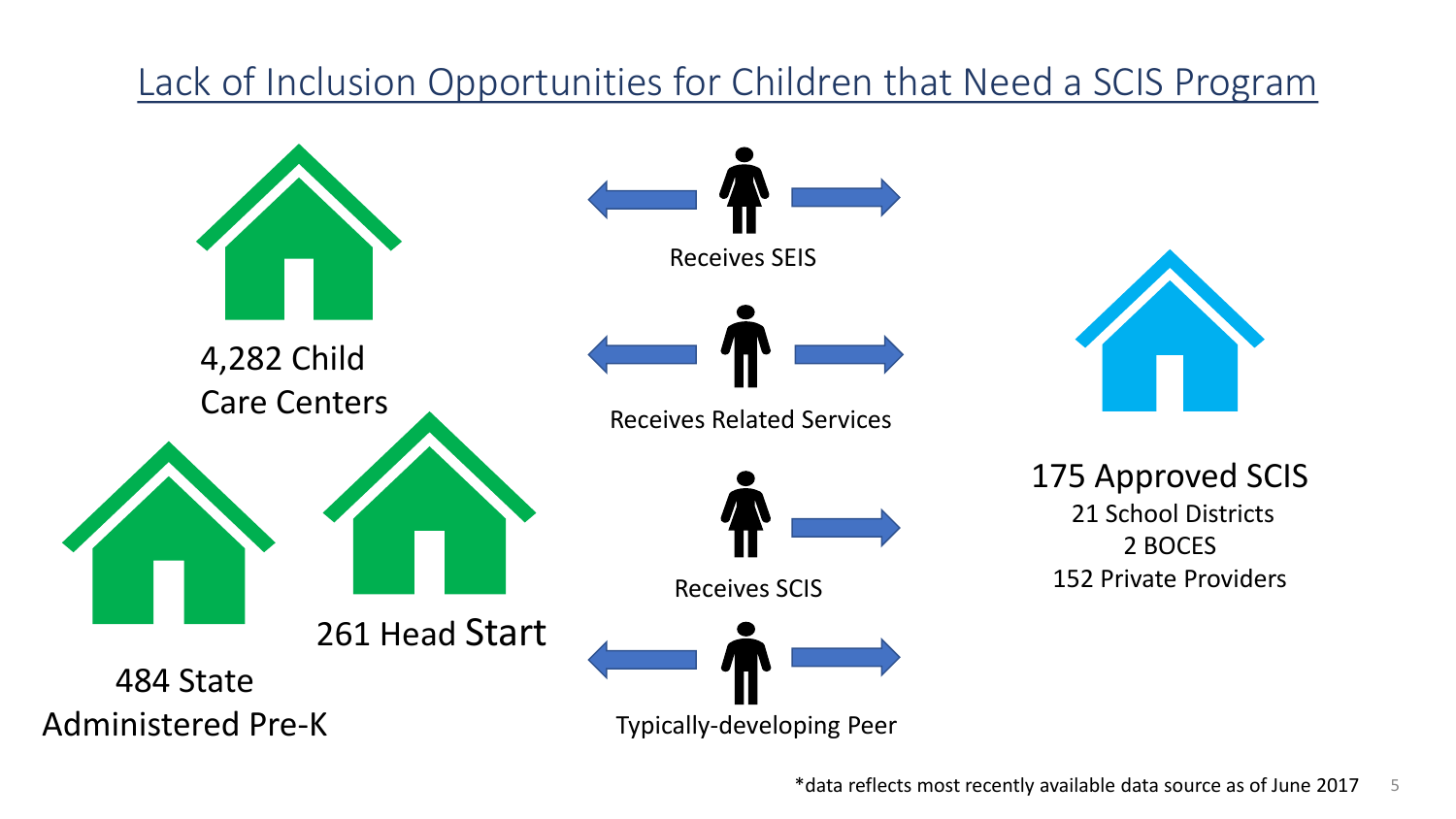# Lack of Inclusion Opportunities for Children that Need a SCIS Program

4,282 Child Care Centers

484 State Administered Pre-K

261 Head Start

Receives SEIS

Receives Related Services

Receives SCIS

Typically-developing Peer

175 Approved SCIS
21 School Districts
2 BOCES
152 Private Providers

*data reflects most recently available data source as of June 2017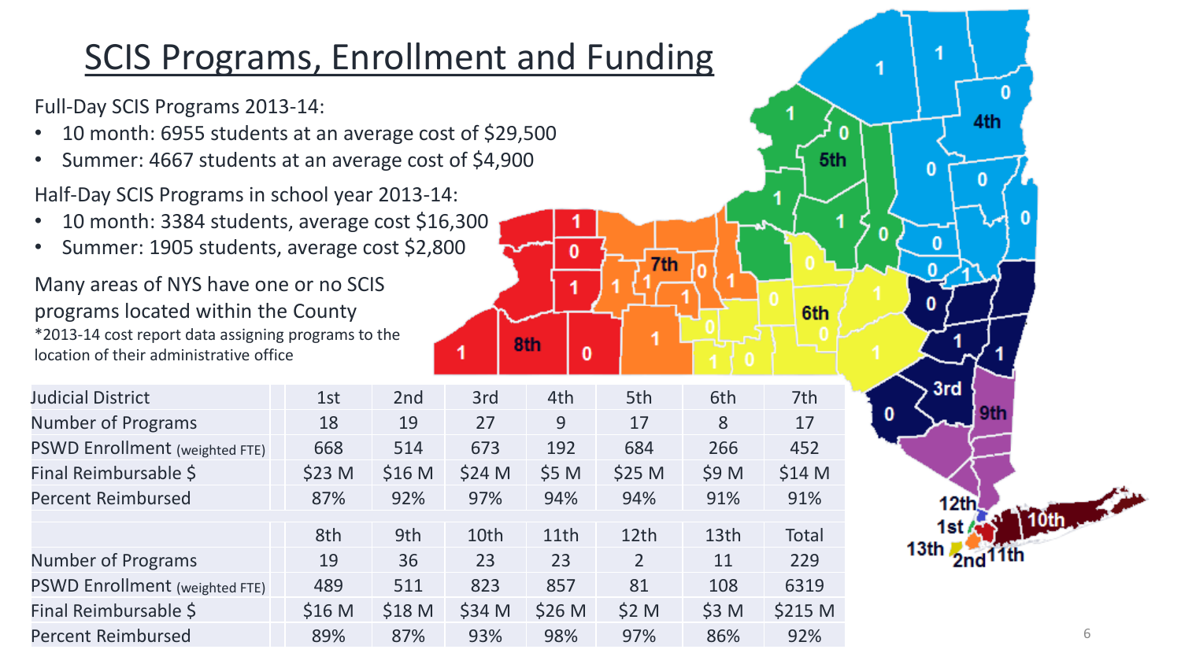# SCIS Programs, Enrollment and Funding

Full-Day SCIS Programs 2013-14:

- 10 month: 6955 students at an average cost of $29,500
- Summer: 4667 students at an average cost of $4,900

Half-Day SCIS Programs in school year 2013-14:

- 10 month: 3384 students, average cost $16,300
- Summer: 1905 students, average cost $2,800

Many areas of NYS have one or no SCIS programs located within the County

*2013-14 cost report data assigning programs to the location of their administrative office

| Judicial District | 1st | 2nd | 3rd | 4th | 5th | 6th | 7th |
|---|---|---|---|---|---|---|---|
| Number of Programs | 18 | 19 | 27 | 9 | 17 | 8 | 17 |
| PSWD Enrollment (weighted FTE) | 668 | 514 | 673 | 192 | 684 | 266 | 452 |
| Final Reimbursable $ | $23 M | $16 M | $24 M | $5 M | $25 M | $9 M | $14 M |
| Percent Reimbursed | 87% | 92% | 97% | 94% | 94% | 91% | 91% |

| | 8th | 9th | 10th | 11th | 12th | 13th | Total |
|---|---|---|---|---|---|---|---|
| Number of Programs | 19 | 36 | 23 | 23 | 2 | 11 | 229 |
| PSWD Enrollment (weighted FTE) | 489 | 511 | 823 | 857 | 81 | 108 | 6319 |
| Final Reimbursable $ | $16 M | $18 M | $34 M | $26 M | $2 M | $3 M | $215 M |
| Percent Reimbursed | 89% | 87% | 93% | 98% | 97% | 86% | 92% |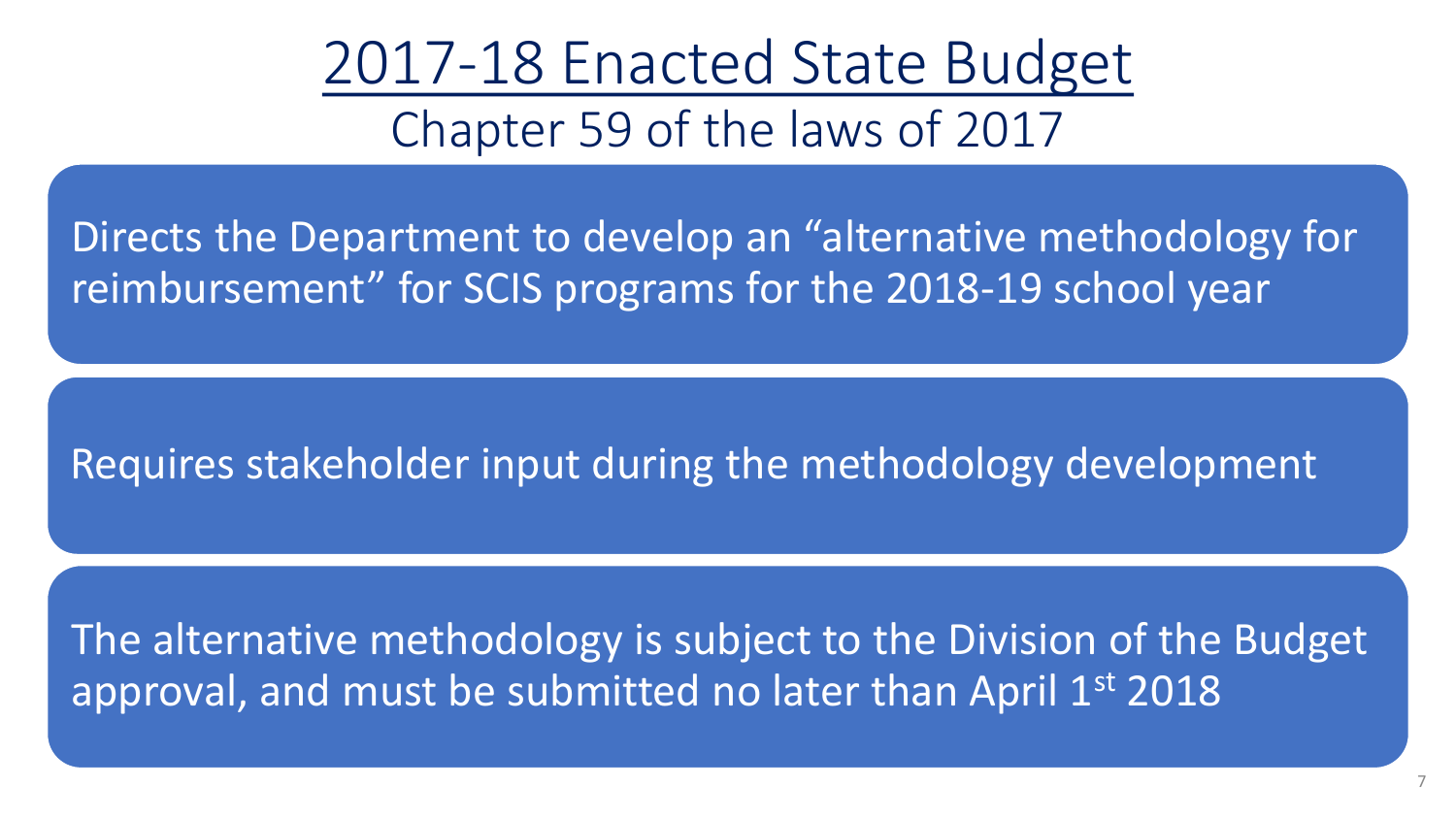# 2017-18 Enacted State Budget

## Chapter 59 of the laws of 2017

Directs the Department to develop an “alternative methodology for reimbursement” for SCIS programs for the 2018-19 school year

Requires stakeholder input during the methodology development

The alternative methodology is subject to the Division of the Budget approval, and must be submitted no later than April 1st 2018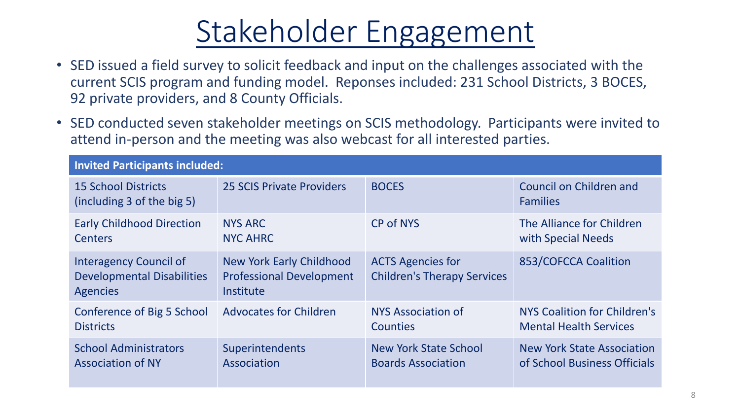# Stakeholder Engagement

- SED issued a field survey to solicit feedback and input on the challenges associated with the current SCIS program and funding model. Reponses included: 231 School Districts, 3 BOCES, 92 private providers, and 8 County Officials.
- SED conducted seven stakeholder meetings on SCIS methodology. Participants were invited to attend in-person and the meeting was also webcast for all interested parties.

| **Invited Participants included:** | | | |
|---|---|---|---|
| 15 School Districts (including 3 of the big 5) | 25 SCIS Private Providers | BOCES | Council on Children and Families |
| Early Childhood Direction Centers | NYS ARC<br>NYC AHRC | CP of NYS | The Alliance for Children with Special Needs |
| Interagency Council of Developmental Disabilities Agencies | New York Early Childhood Professional Development Institute | ACTS Agencies for Children's Therapy Services | 853/COFCCA Coalition |
| Conference of Big 5 School Districts | Advocates for Children | NYS Association of Counties | NYS Coalition for Children's Mental Health Services |
| School Administrators Association of NY | Superintendents Association | New York State School Boards Association | New York State Association of School Business Officials |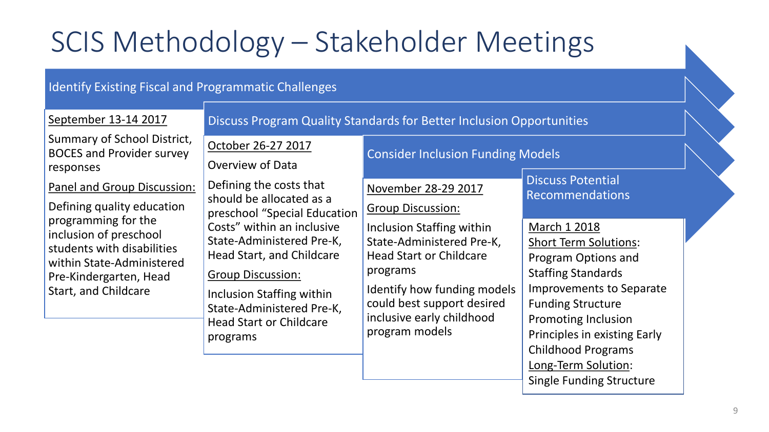# SCIS Methodology – Stakeholder Meetings

## Identify Existing Fiscal and Programmatic Challenges

September 13-14 2017

Summary of School District, BOCES and Provider survey responses

Panel and Group Discussion:

Defining quality education programming for the inclusion of preschool students with disabilities within State-Administered Pre-Kindergarten, Head Start, and Childcare

## Discuss Program Quality Standards for Better Inclusion Opportunities

October 26-27 2017

Overview of Data

Defining the costs that should be allocated as a preschool "Special Education Costs" within an inclusive State-Administered Pre-K, Head Start, and Childcare

Group Discussion:

Inclusion Staffing within State-Administered Pre-K, Head Start or Childcare programs

## Consider Inclusion Funding Models

November 28-29 2017

Group Discussion:

Inclusion Staffing within State-Administered Pre-K, Head Start or Childcare programs

Identify how funding models could best support desired inclusive early childhood program models

## Discuss Potential Recommendations

March 1 2018

Short Term Solutions:
- Program Options and Staffing Standards
- Improvements to Separate Funding Structure
- Promoting Inclusion Principles in existing Early Childhood Programs

Long-Term Solution:
- Single Funding Structure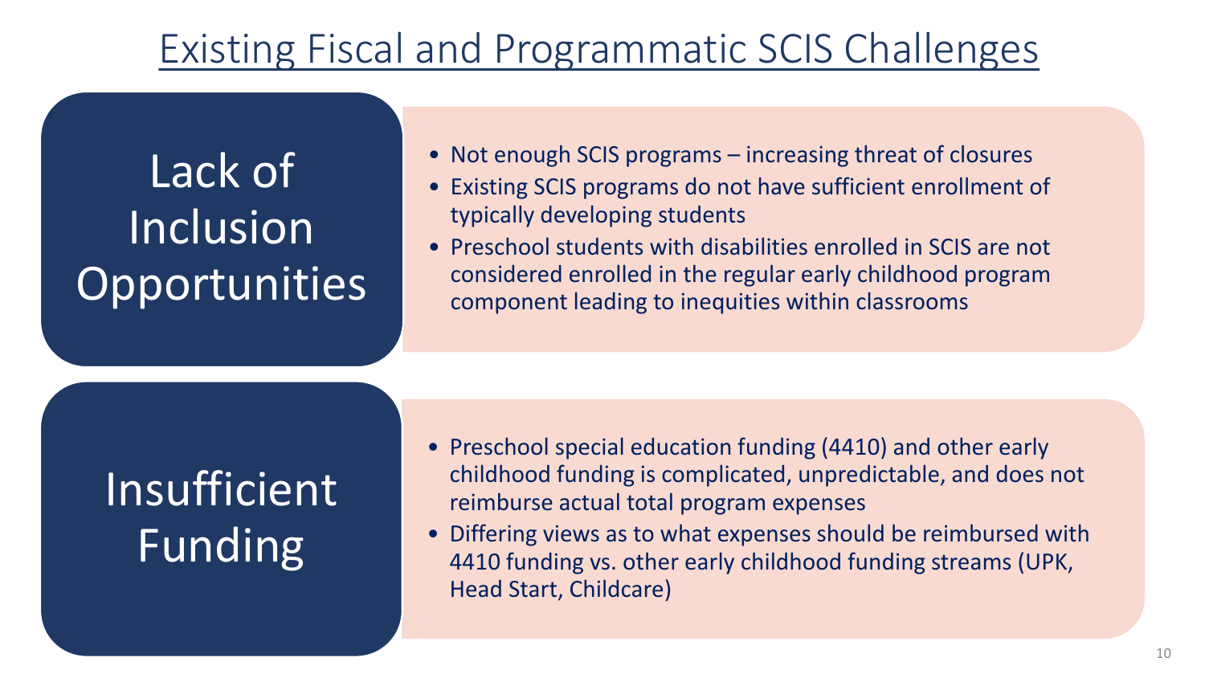# Existing Fiscal and Programmatic SCIS Challenges

## Lack of Inclusion Opportunities

- Not enough SCIS programs – increasing threat of closures
- Existing SCIS programs do not have sufficient enrollment of typically developing students
- Preschool students with disabilities enrolled in SCIS are not considered enrolled in the regular early childhood program component leading to inequities within classrooms

## Insufficient Funding

- Preschool special education funding (4410) and other early childhood funding is complicated, unpredictable, and does not reimburse actual total program expenses
- Differing views as to what expenses should be reimbursed with 4410 funding vs. other early childhood funding streams (UPK, Head Start, Childcare)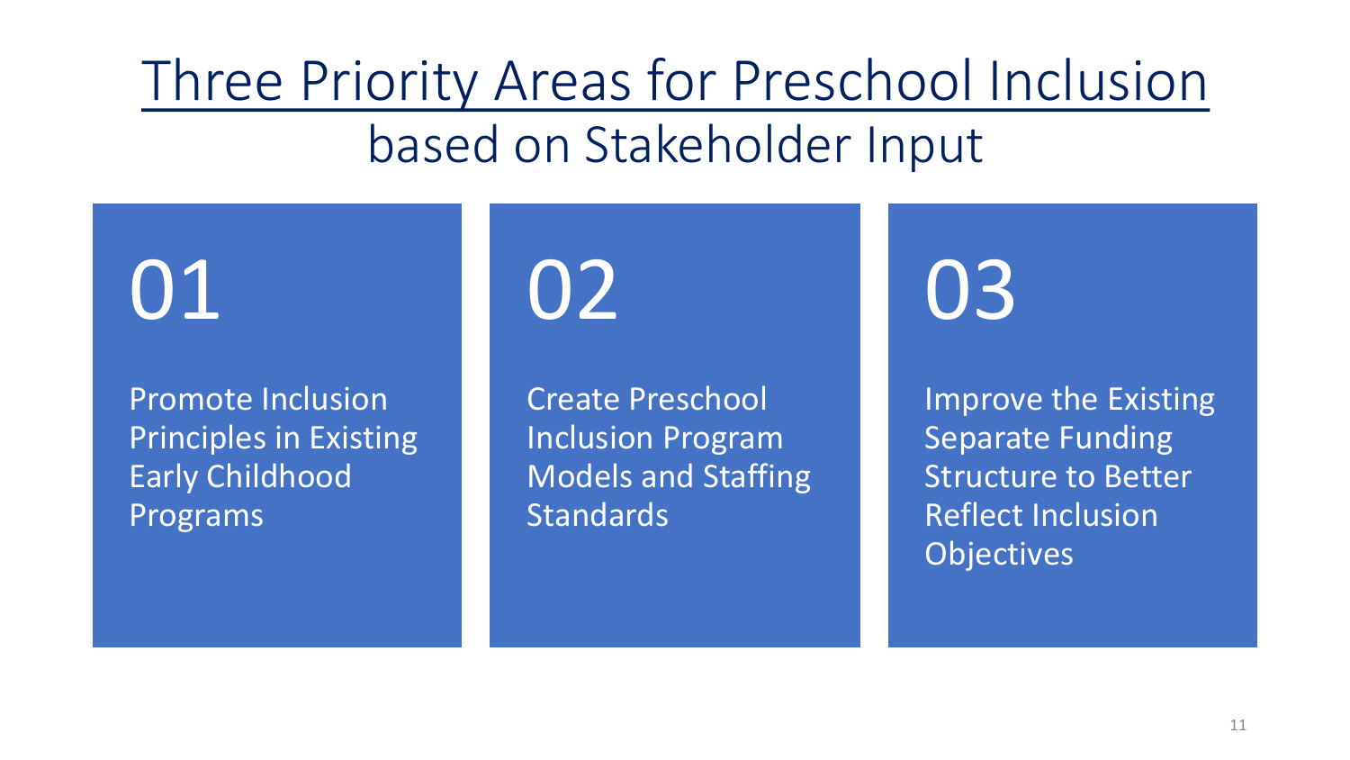# Three Priority Areas for Preschool Inclusion

## based on Stakeholder Input

### 01

Promote Inclusion Principles in Existing Early Childhood Programs

### 02

Create Preschool Inclusion Program Models and Staffing Standards

### 03

Improve the Existing Separate Funding Structure to Better Reflect Inclusion Objectives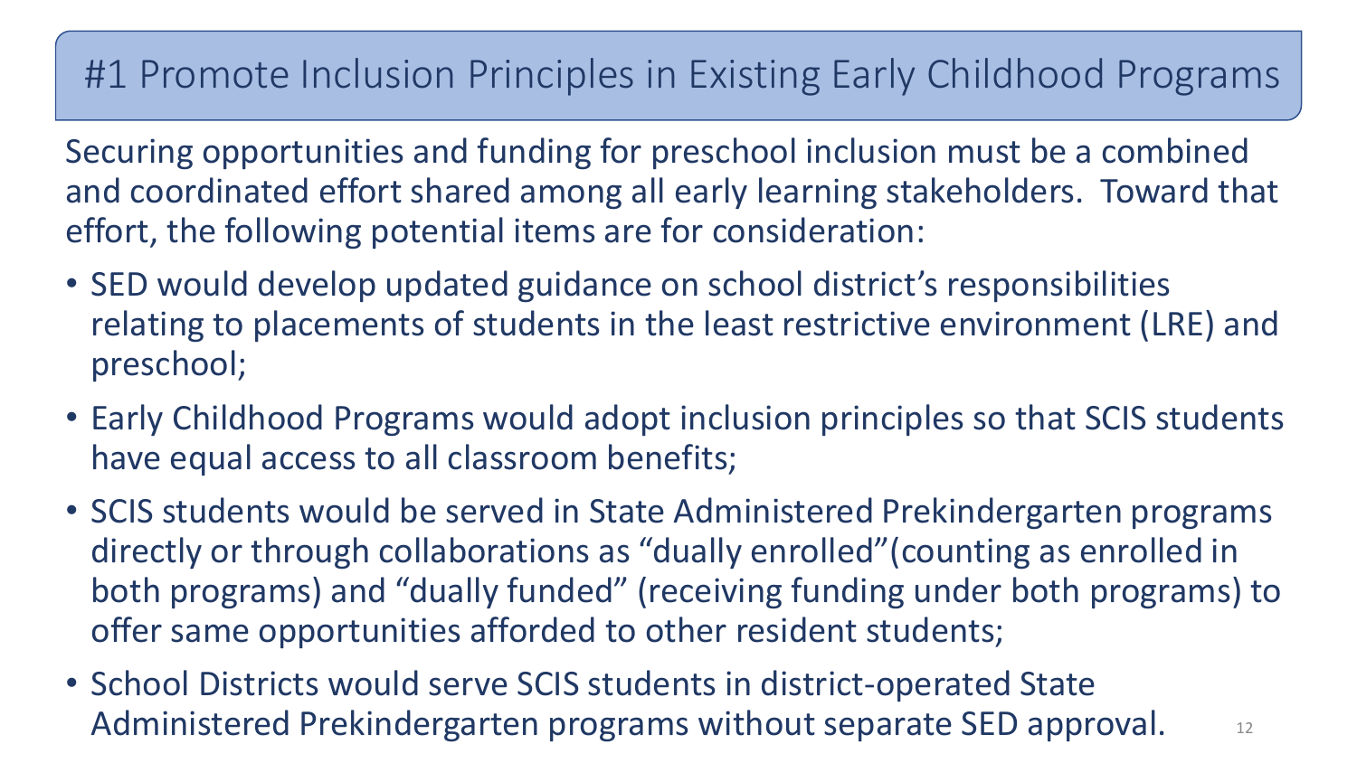# #1 Promote Inclusion Principles in Existing Early Childhood Programs

Securing opportunities and funding for preschool inclusion must be a combined and coordinated effort shared among all early learning stakeholders. Toward that effort, the following potential items are for consideration:

- SED would develop updated guidance on school district's responsibilities relating to placements of students in the least restrictive environment (LRE) and preschool;
- Early Childhood Programs would adopt inclusion principles so that SCIS students have equal access to all classroom benefits;
- SCIS students would be served in State Administered Prekindergarten programs directly or through collaborations as "dually enrolled"(counting as enrolled in both programs) and "dually funded" (receiving funding under both programs) to offer same opportunities afforded to other resident students;
- School Districts would serve SCIS students in district-operated State Administered Prekindergarten programs without separate SED approval.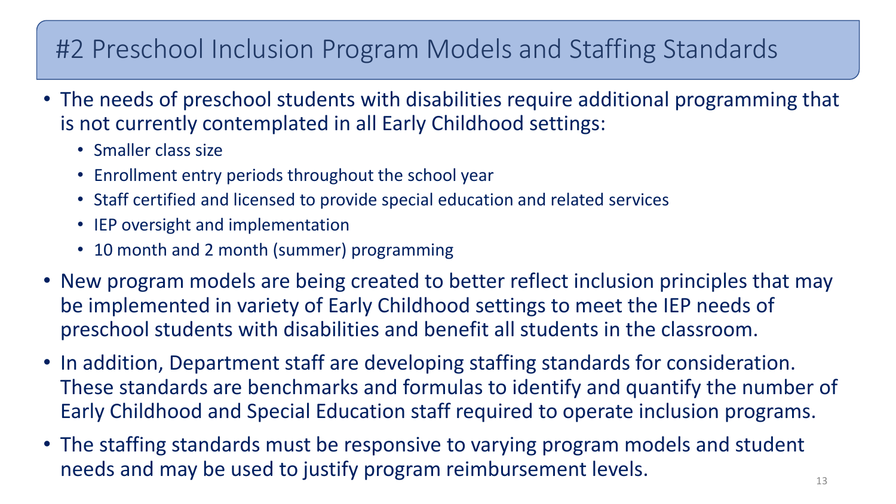# #2 Preschool Inclusion Program Models and Staffing Standards

- The needs of preschool students with disabilities require additional programming that is not currently contemplated in all Early Childhood settings:
  - Smaller class size
  - Enrollment entry periods throughout the school year
  - Staff certified and licensed to provide special education and related services
  - IEP oversight and implementation
  - 10 month and 2 month (summer) programming
- New program models are being created to better reflect inclusion principles that may be implemented in variety of Early Childhood settings to meet the IEP needs of preschool students with disabilities and benefit all students in the classroom.
- In addition, Department staff are developing staffing standards for consideration. These standards are benchmarks and formulas to identify and quantify the number of Early Childhood and Special Education staff required to operate inclusion programs.
- The staffing standards must be responsive to varying program models and student needs and may be used to justify program reimbursement levels.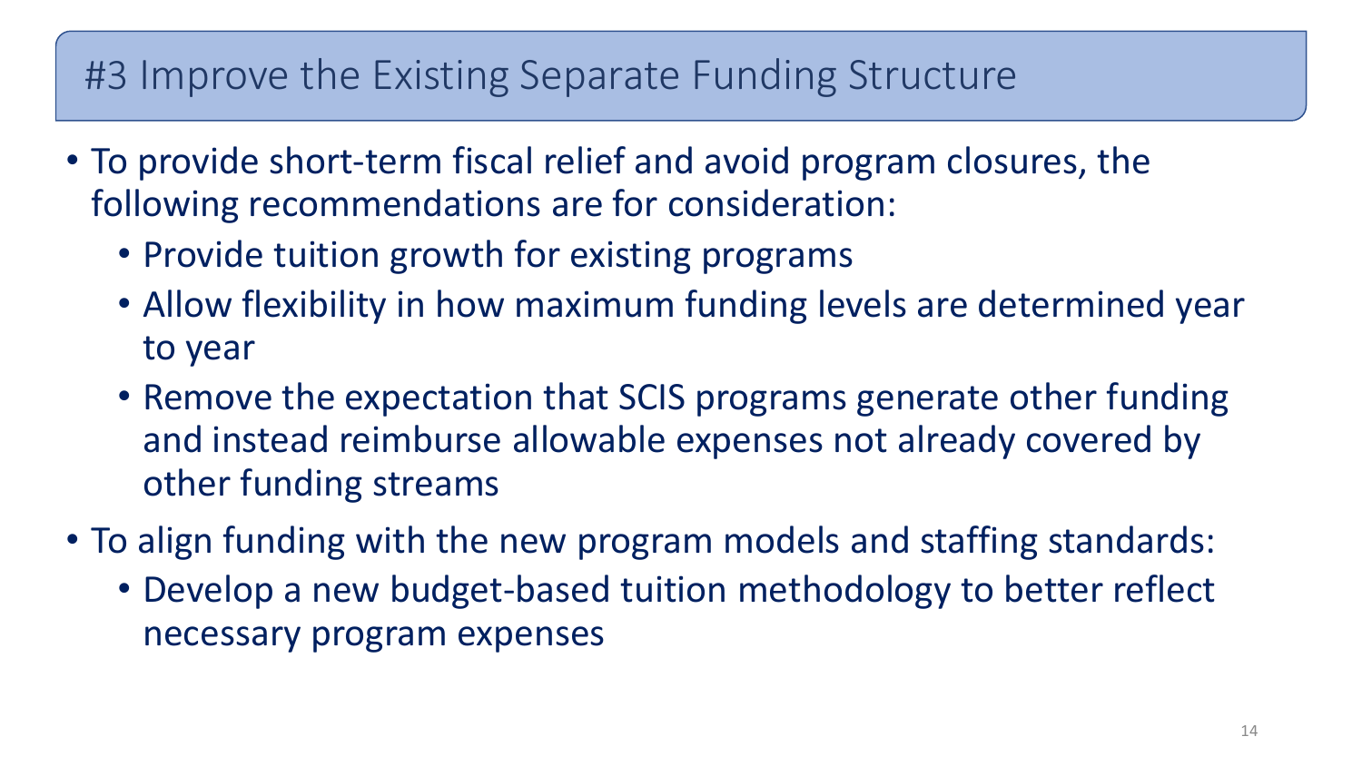# #3 Improve the Existing Separate Funding Structure

- To provide short-term fiscal relief and avoid program closures, the following recommendations are for consideration:
  - Provide tuition growth for existing programs
  - Allow flexibility in how maximum funding levels are determined year to year
  - Remove the expectation that SCIS programs generate other funding and instead reimburse allowable expenses not already covered by other funding streams
- To align funding with the new program models and staffing standards:
  - Develop a new budget-based tuition methodology to better reflect necessary program expenses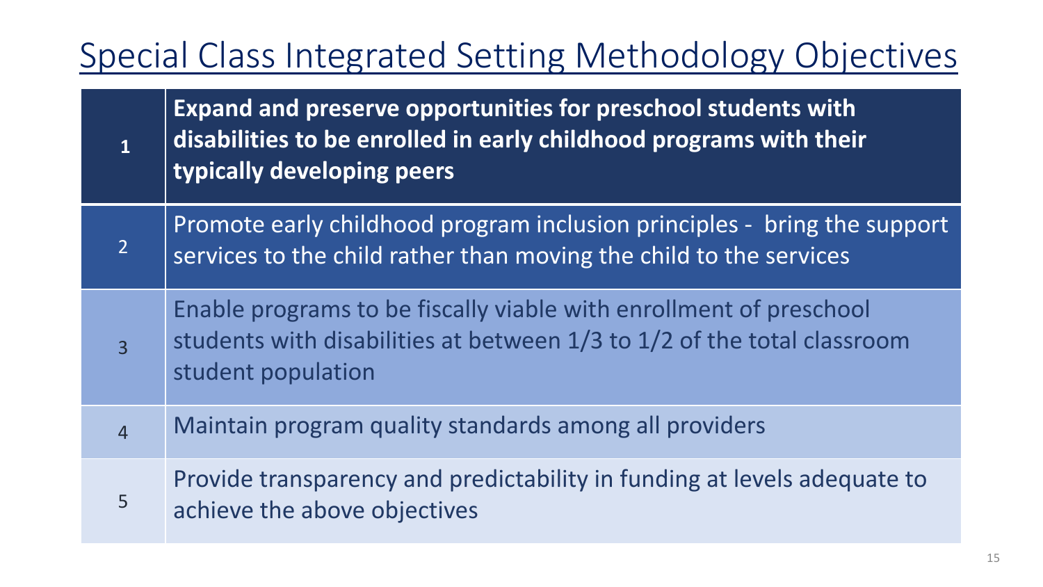# Special Class Integrated Setting Methodology Objectives

| | |
|---|---|
| 1 | **Expand and preserve opportunities for preschool students with disabilities to be enrolled in early childhood programs with their typically developing peers** |
| 2 | Promote early childhood program inclusion principles - bring the support services to the child rather than moving the child to the services |
| 3 | Enable programs to be fiscally viable with enrollment of preschool students with disabilities at between 1/3 to 1/2 of the total classroom student population |
| 4 | Maintain program quality standards among all providers |
| 5 | Provide transparency and predictability in funding at levels adequate to achieve the above objectives |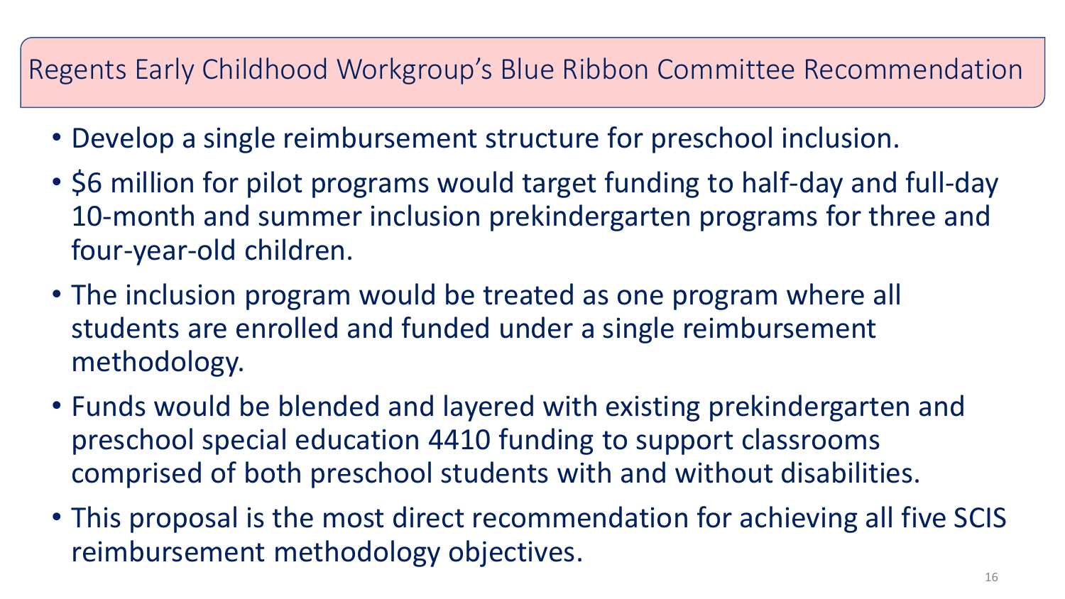# Regents Early Childhood Workgroup’s Blue Ribbon Committee Recommendation

- Develop a single reimbursement structure for preschool inclusion.
- $6 million for pilot programs would target funding to half-day and full-day 10-month and summer inclusion prekindergarten programs for three and four-year-old children.
- The inclusion program would be treated as one program where all students are enrolled and funded under a single reimbursement methodology.
- Funds would be blended and layered with existing prekindergarten and preschool special education 4410 funding to support classrooms comprised of both preschool students with and without disabilities.
- This proposal is the most direct recommendation for achieving all five SCIS reimbursement methodology objectives.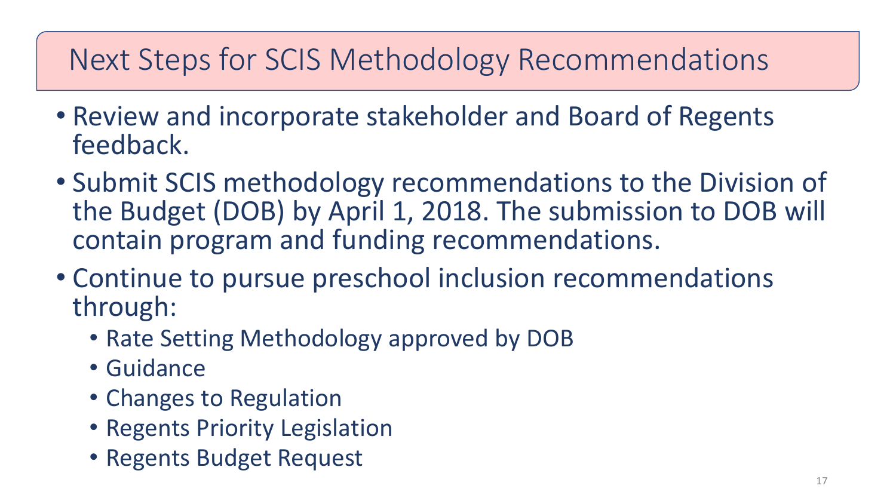# Next Steps for SCIS Methodology Recommendations

- Review and incorporate stakeholder and Board of Regents feedback.
- Submit SCIS methodology recommendations to the Division of the Budget (DOB) by April 1, 2018. The submission to DOB will contain program and funding recommendations.
- Continue to pursue preschool inclusion recommendations through:
  - Rate Setting Methodology approved by DOB
  - Guidance
  - Changes to Regulation
  - Regents Priority Legislation
  - Regents Budget Request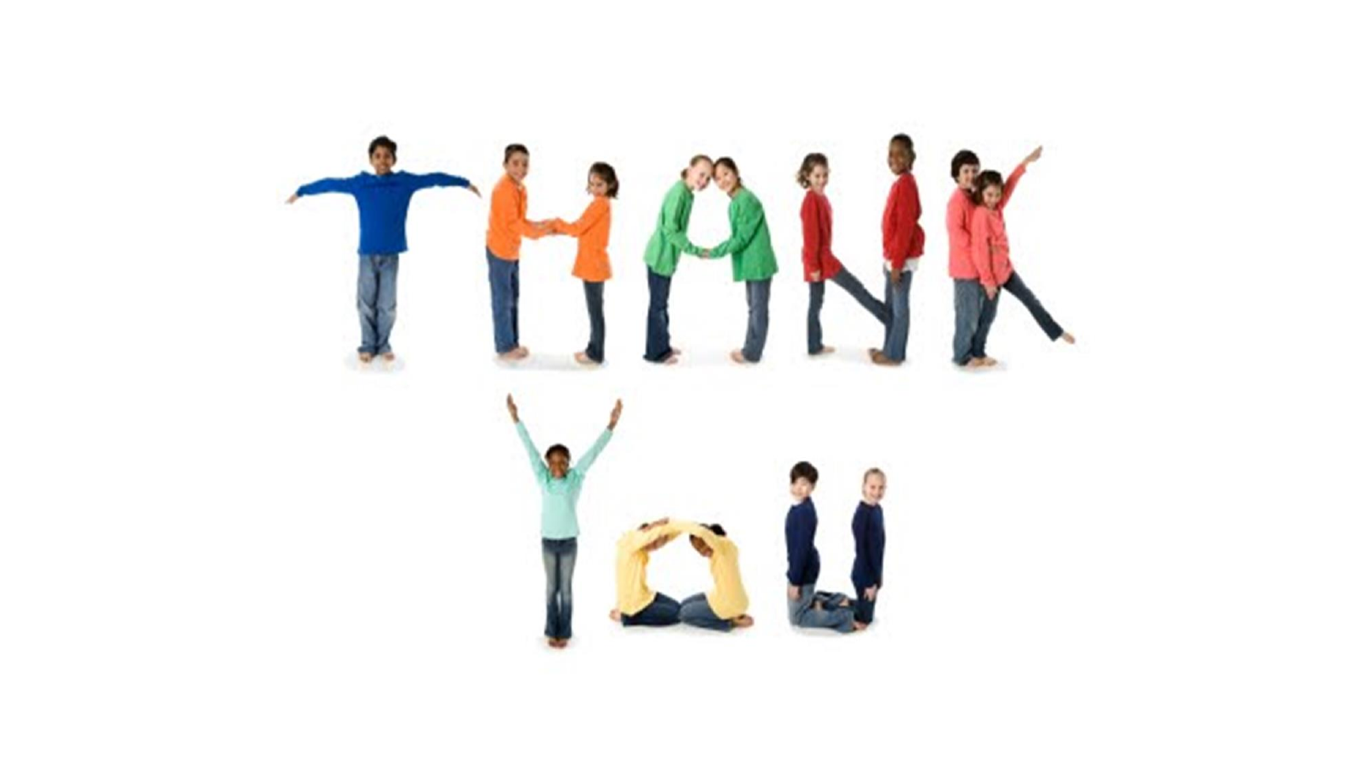THANK YOU